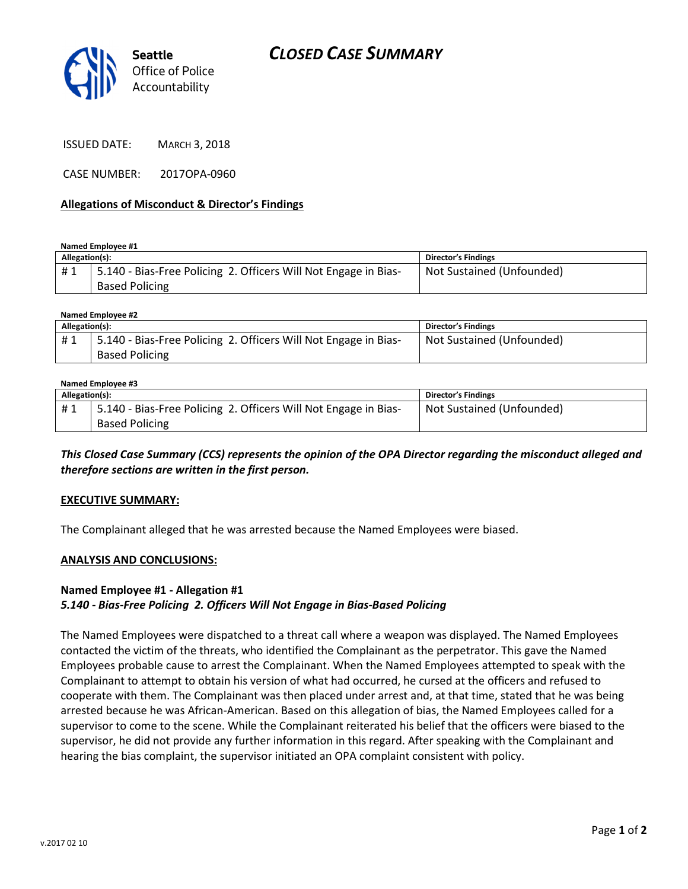Seattle Office of Police Accountability

# CLOSED CASE SUMMARY

ISSUED DATE: MARCH 3, 2018

CASE NUMBER: 2017OPA-0960

## Allegations of Misconduct & Director's Findings

**Named Employee #1**

| Allegation(s): | | Director's Findings |
|---|---|---|
| # 1 | 5.140 - Bias-Free Policing 2. Officers Will Not Engage in Bias-Based Policing | Not Sustained (Unfounded) |

**Named Employee #2**

| Allegation(s): | | Director's Findings |
|---|---|---|
| # 1 | 5.140 - Bias-Free Policing 2. Officers Will Not Engage in Bias-Based Policing | Not Sustained (Unfounded) |

**Named Employee #3**

| Allegation(s): | | Director's Findings |
|---|---|---|
| # 1 | 5.140 - Bias-Free Policing 2. Officers Will Not Engage in Bias-Based Policing | Not Sustained (Unfounded) |

***This Closed Case Summary (CCS) represents the opinion of the OPA Director regarding the misconduct alleged and therefore sections are written in the first person.***

**EXECUTIVE SUMMARY:**

The Complainant alleged that he was arrested because the Named Employees were biased.

**ANALYSIS AND CONCLUSIONS:**

**Named Employee #1 - Allegation #1**
***5.140 - Bias-Free Policing 2. Officers Will Not Engage in Bias-Based Policing***

The Named Employees were dispatched to a threat call where a weapon was displayed. The Named Employees contacted the victim of the threats, who identified the Complainant as the perpetrator. This gave the Named Employees probable cause to arrest the Complainant. When the Named Employees attempted to speak with the Complainant to attempt to obtain his version of what had occurred, he cursed at the officers and refused to cooperate with them. The Complainant was then placed under arrest and, at that time, stated that he was being arrested because he was African-American. Based on this allegation of bias, the Named Employees called for a supervisor to come to the scene. While the Complainant reiterated his belief that the officers were biased to the supervisor, he did not provide any further information in this regard. After speaking with the Complainant and hearing the bias complaint, the supervisor initiated an OPA complaint consistent with policy.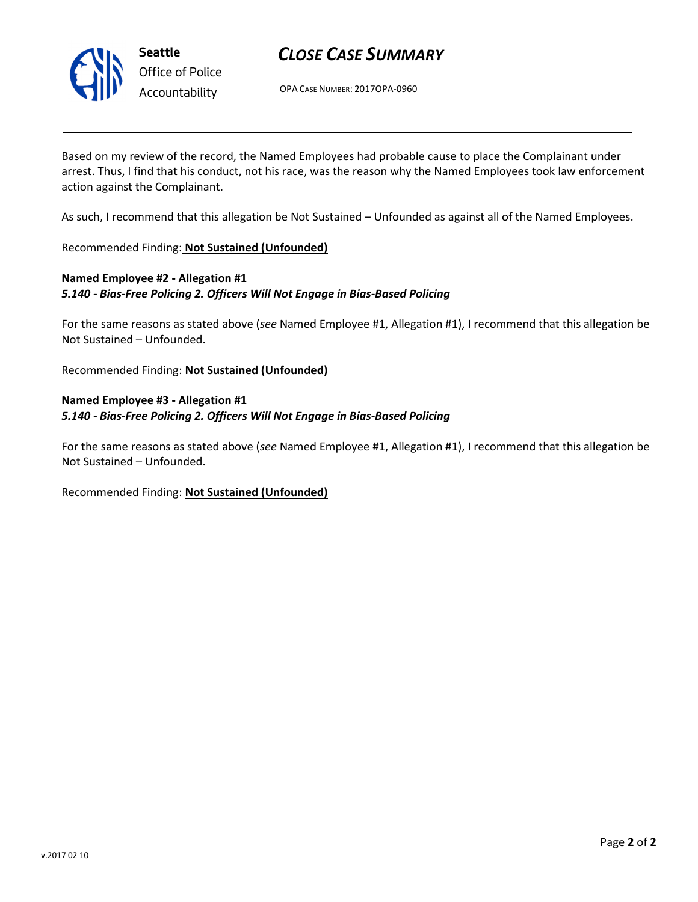Based on my review of the record, the Named Employees had probable cause to place the Complainant under arrest. Thus, I find that his conduct, not his race, was the reason why the Named Employees took law enforcement action against the Complainant.

As such, I recommend that this allegation be Not Sustained – Unfounded as against all of the Named Employees.

Recommended Finding: **Not Sustained (Unfounded)**

**Named Employee #2 - Allegation #1**
***5.140 - Bias-Free Policing 2. Officers Will Not Engage in Bias-Based Policing***

For the same reasons as stated above (*see* Named Employee #1, Allegation #1), I recommend that this allegation be Not Sustained – Unfounded.

Recommended Finding: **Not Sustained (Unfounded)**

**Named Employee #3 - Allegation #1**
***5.140 - Bias-Free Policing 2. Officers Will Not Engage in Bias-Based Policing***

For the same reasons as stated above (*see* Named Employee #1, Allegation #1), I recommend that this allegation be Not Sustained – Unfounded.

Recommended Finding: **Not Sustained (Unfounded)**